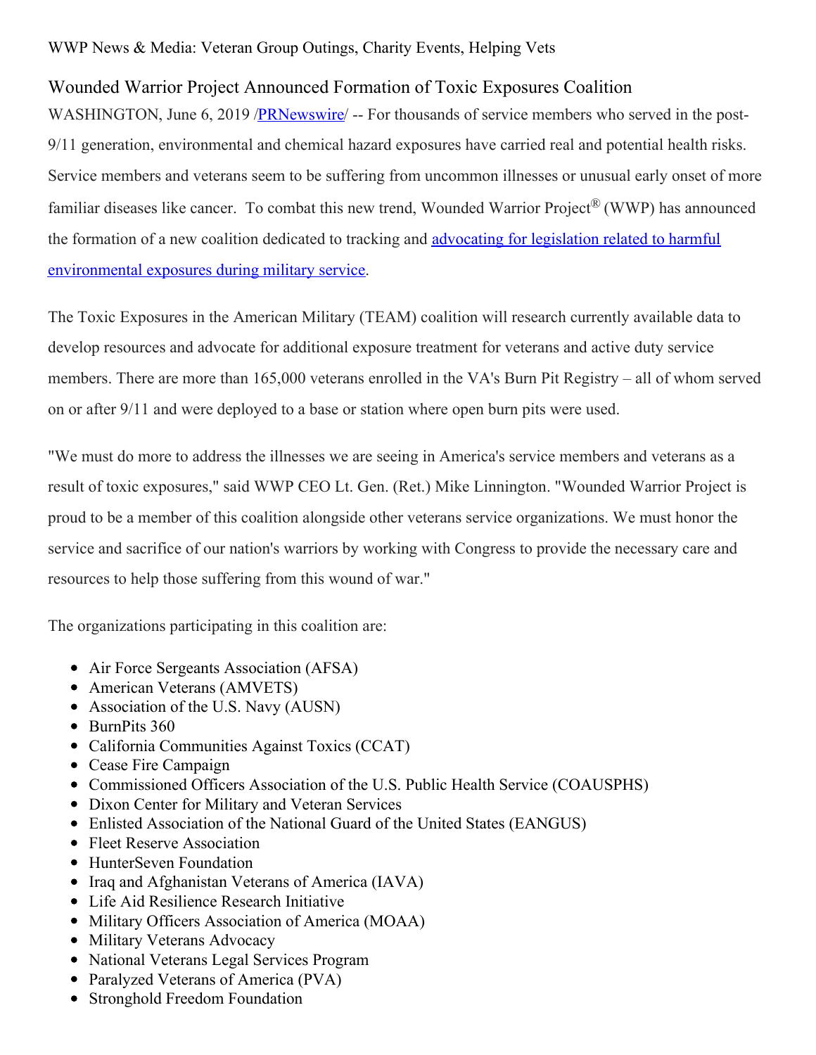WWP News & Media: Veteran Group Outings, Charity Events, Helping Vets

# Wounded Warrior Project Announced Formation of Toxic Exposures Coalition

WASHINGTON, June 6, 2019 /[PRNewswire](#)/ -- For thousands of service members who served in the post-9/11 generation, environmental and chemical hazard exposures have carried real and potential health risks. Service members and veterans seem to be suffering from uncommon illnesses or unusual early onset of more familiar diseases like cancer. To combat this new trend, Wounded Warrior Project® (WWP) has announced the formation of a new coalition dedicated to tracking and [advocating for legislation related to harmful environmental exposures during military service](#).

The Toxic Exposures in the American Military (TEAM) coalition will research currently available data to develop resources and advocate for additional exposure treatment for veterans and active duty service members. There are more than 165,000 veterans enrolled in the VA's Burn Pit Registry – all of whom served on or after 9/11 and were deployed to a base or station where open burn pits were used.

"We must do more to address the illnesses we are seeing in America's service members and veterans as a result of toxic exposures," said WWP CEO Lt. Gen. (Ret.) Mike Linnington. "Wounded Warrior Project is proud to be a member of this coalition alongside other veterans service organizations. We must honor the service and sacrifice of our nation's warriors by working with Congress to provide the necessary care and resources to help those suffering from this wound of war."

The organizations participating in this coalition are:

- Air Force Sergeants Association (AFSA)
- American Veterans (AMVETS)
- Association of the U.S. Navy (AUSN)
- BurnPits 360
- California Communities Against Toxics (CCAT)
- Cease Fire Campaign
- Commissioned Officers Association of the U.S. Public Health Service (COAUSPHS)
- Dixon Center for Military and Veteran Services
- Enlisted Association of the National Guard of the United States (EANGUS)
- Fleet Reserve Association
- HunterSeven Foundation
- Iraq and Afghanistan Veterans of America (IAVA)
- Life Aid Resilience Research Initiative
- Military Officers Association of America (MOAA)
- Military Veterans Advocacy
- National Veterans Legal Services Program
- Paralyzed Veterans of America (PVA)
- Stronghold Freedom Foundation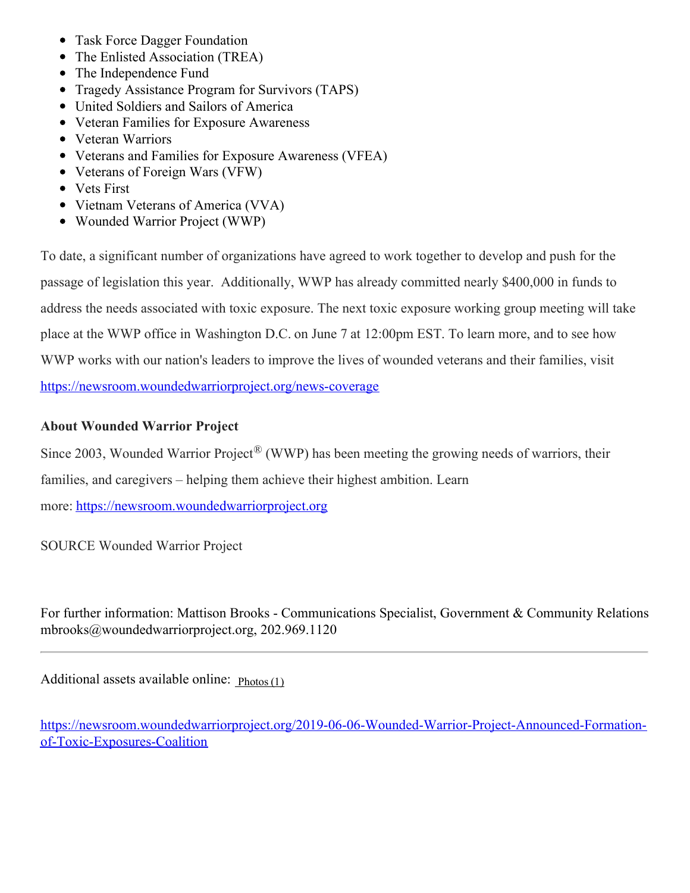- Task Force Dagger Foundation
- The Enlisted Association (TREA)
- The Independence Fund
- Tragedy Assistance Program for Survivors (TAPS)
- United Soldiers and Sailors of America
- Veteran Families for Exposure Awareness
- Veteran Warriors
- Veterans and Families for Exposure Awareness (VFEA)
- Veterans of Foreign Wars (VFW)
- Vets First
- Vietnam Veterans of America (VVA)
- Wounded Warrior Project (WWP)

To date, a significant number of organizations have agreed to work together to develop and push for the passage of legislation this year. Additionally, WWP has already committed nearly $400,000 in funds to address the needs associated with toxic exposure. The next toxic exposure working group meeting will take place at the WWP office in Washington D.C. on June 7 at 12:00pm EST. To learn more, and to see how WWP works with our nation's leaders to improve the lives of wounded veterans and their families, visit https://newsroom.woundedwarriorproject.org/news-coverage

**About Wounded Warrior Project**

Since 2003, Wounded Warrior Project® (WWP) has been meeting the growing needs of warriors, their families, and caregivers – helping them achieve their highest ambition. Learn more: https://newsroom.woundedwarriorproject.org

SOURCE Wounded Warrior Project

For further information: Mattison Brooks - Communications Specialist, Government & Community Relations mbrooks@woundedwarriorproject.org, 202.969.1120

---

Additional assets available online: Photos (1)

https://newsroom.woundedwarriorproject.org/2019-06-06-Wounded-Warrior-Project-Announced-Formation-of-Toxic-Exposures-Coalition